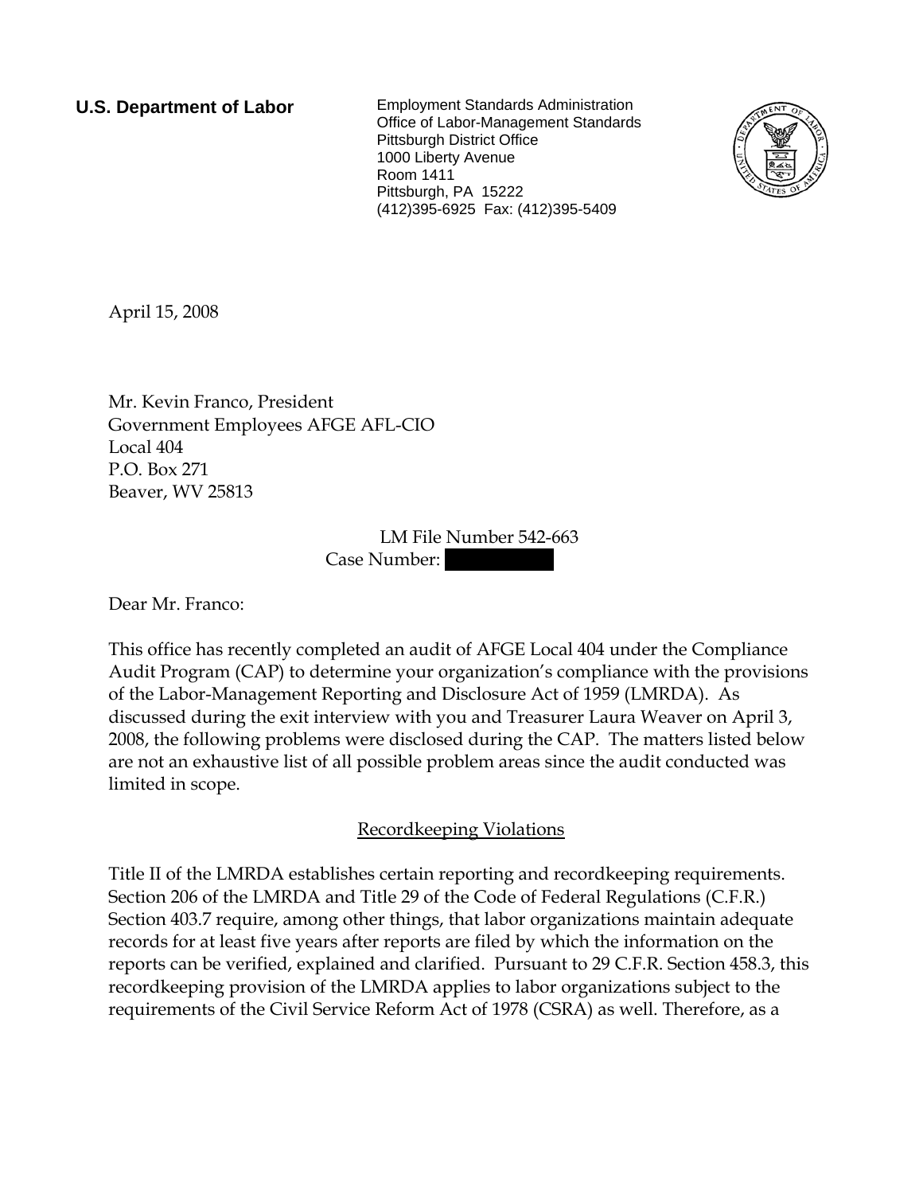**U.S. Department of Labor**

Employment Standards Administration
Office of Labor-Management Standards
Pittsburgh District Office
1000 Liberty Avenue
Room 1411
Pittsburgh, PA 15222
(412)395-6925 Fax: (412)395-5409

April 15, 2008

Mr. Kevin Franco, President
Government Employees AFGE AFL-CIO
Local 404
P.O. Box 271
Beaver, WV 25813

LM File Number 542-663
Case Number: 

Dear Mr. Franco:

This office has recently completed an audit of AFGE Local 404 under the Compliance Audit Program (CAP) to determine your organization's compliance with the provisions of the Labor-Management Reporting and Disclosure Act of 1959 (LMRDA). As discussed during the exit interview with you and Treasurer Laura Weaver on April 3, 2008, the following problems were disclosed during the CAP. The matters listed below are not an exhaustive list of all possible problem areas since the audit conducted was limited in scope.

## Recordkeeping Violations

Title II of the LMRDA establishes certain reporting and recordkeeping requirements. Section 206 of the LMRDA and Title 29 of the Code of Federal Regulations (C.F.R.) Section 403.7 require, among other things, that labor organizations maintain adequate records for at least five years after reports are filed by which the information on the reports can be verified, explained and clarified. Pursuant to 29 C.F.R. Section 458.3, this recordkeeping provision of the LMRDA applies to labor organizations subject to the requirements of the Civil Service Reform Act of 1978 (CSRA) as well. Therefore, as a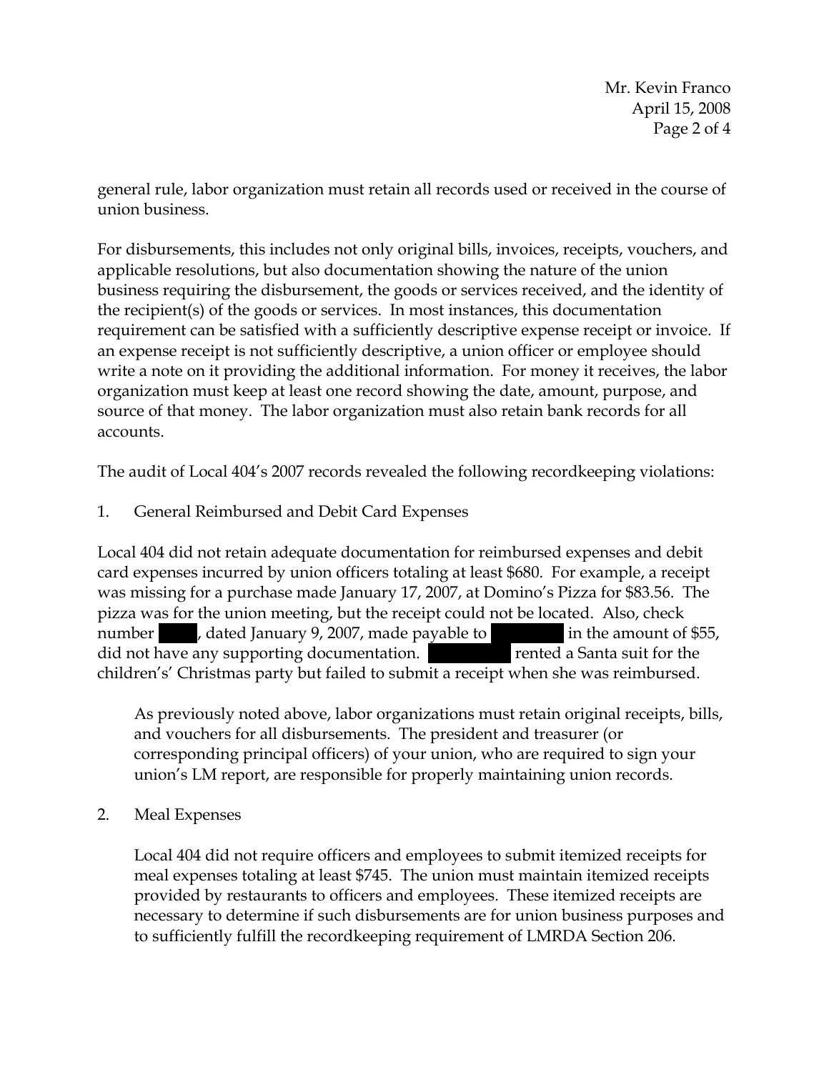general rule, labor organization must retain all records used or received in the course of union business.

For disbursements, this includes not only original bills, invoices, receipts, vouchers, and applicable resolutions, but also documentation showing the nature of the union business requiring the disbursement, the goods or services received, and the identity of the recipient(s) of the goods or services. In most instances, this documentation requirement can be satisfied with a sufficiently descriptive expense receipt or invoice. If an expense receipt is not sufficiently descriptive, a union officer or employee should write a note on it providing the additional information. For money it receives, the labor organization must keep at least one record showing the date, amount, purpose, and source of that money. The labor organization must also retain bank records for all accounts.

The audit of Local 404's 2007 records revealed the following recordkeeping violations:

1. General Reimbursed and Debit Card Expenses

Local 404 did not retain adequate documentation for reimbursed expenses and debit card expenses incurred by union officers totaling at least $680. For example, a receipt was missing for a purchase made January 17, 2007, at Domino's Pizza for $83.56. The pizza was for the union meeting, but the receipt could not be located. Also, check number [REDACTED], dated January 9, 2007, made payable to [REDACTED] in the amount of $55, did not have any supporting documentation. [REDACTED] rented a Santa suit for the childrens' Christmas party but failed to submit a receipt when she was reimbursed.

As previously noted above, labor organizations must retain original receipts, bills, and vouchers for all disbursements. The president and treasurer (or corresponding principal officers) of your union, who are required to sign your union's LM report, are responsible for properly maintaining union records.

2. Meal Expenses

Local 404 did not require officers and employees to submit itemized receipts for meal expenses totaling at least $745. The union must maintain itemized receipts provided by restaurants to officers and employees. These itemized receipts are necessary to determine if such disbursements are for union business purposes and to sufficiently fulfill the recordkeeping requirement of LMRDA Section 206.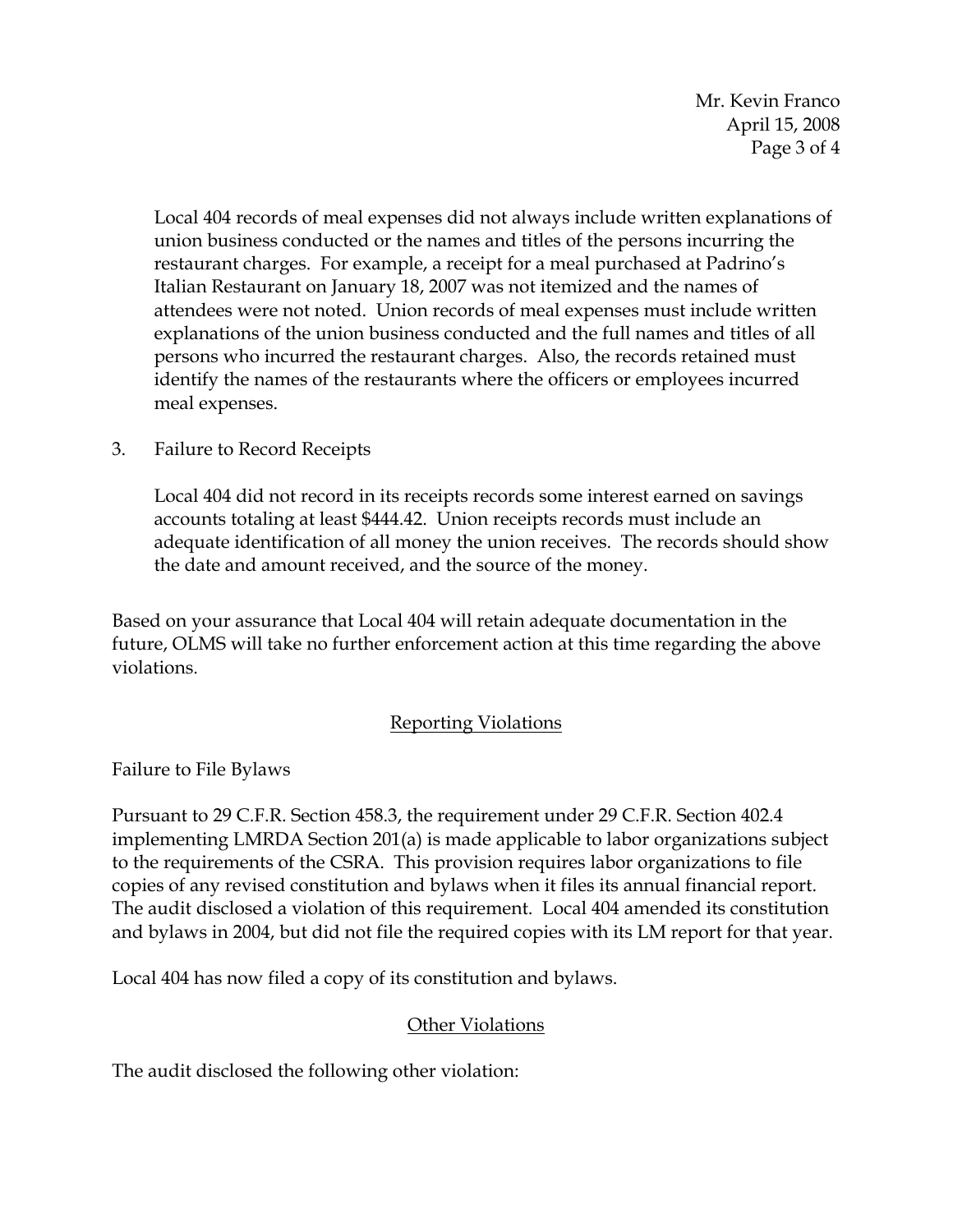Local 404 records of meal expenses did not always include written explanations of union business conducted or the names and titles of the persons incurring the restaurant charges. For example, a receipt for a meal purchased at Padrino's Italian Restaurant on January 18, 2007 was not itemized and the names of attendees were not noted. Union records of meal expenses must include written explanations of the union business conducted and the full names and titles of all persons who incurred the restaurant charges. Also, the records retained must identify the names of the restaurants where the officers or employees incurred meal expenses.

3. Failure to Record Receipts

   Local 404 did not record in its receipts records some interest earned on savings accounts totaling at least $444.42. Union receipts records must include an adequate identification of all money the union receives. The records should show the date and amount received, and the source of the money.

Based on your assurance that Local 404 will retain adequate documentation in the future, OLMS will take no further enforcement action at this time regarding the above violations.

## Reporting Violations

Failure to File Bylaws

Pursuant to 29 C.F.R. Section 458.3, the requirement under 29 C.F.R. Section 402.4 implementing LMRDA Section 201(a) is made applicable to labor organizations subject to the requirements of the CSRA. This provision requires labor organizations to file copies of any revised constitution and bylaws when it files its annual financial report. The audit disclosed a violation of this requirement. Local 404 amended its constitution and bylaws in 2004, but did not file the required copies with its LM report for that year.

Local 404 has now filed a copy of its constitution and bylaws.

## Other Violations

The audit disclosed the following other violation: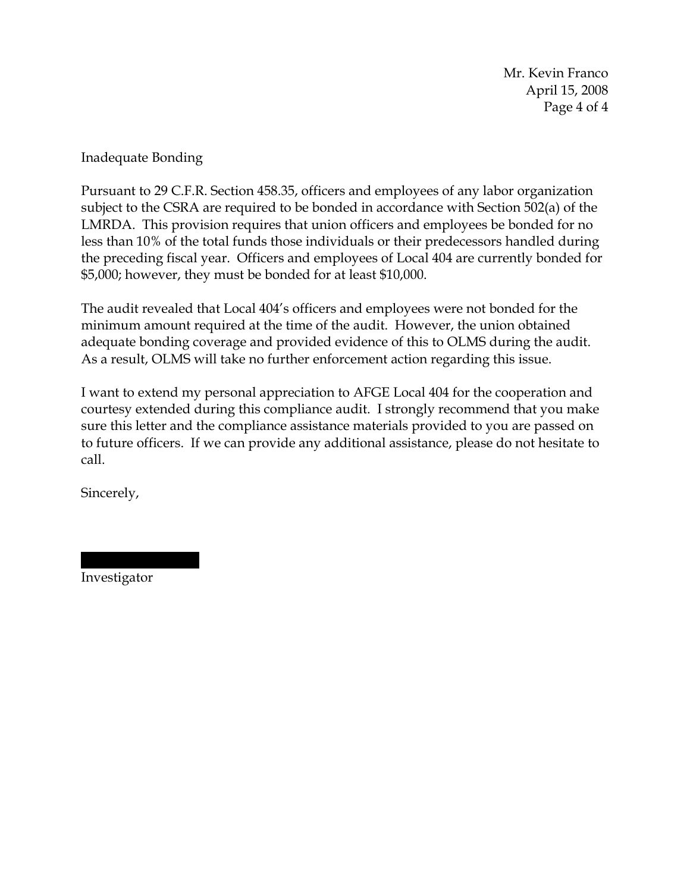Inadequate Bonding

Pursuant to 29 C.F.R. Section 458.35, officers and employees of any labor organization subject to the CSRA are required to be bonded in accordance with Section 502(a) of the LMRDA. This provision requires that union officers and employees be bonded for no less than 10% of the total funds those individuals or their predecessors handled during the preceding fiscal year. Officers and employees of Local 404 are currently bonded for $5,000; however, they must be bonded for at least $10,000.

The audit revealed that Local 404's officers and employees were not bonded for the minimum amount required at the time of the audit. However, the union obtained adequate bonding coverage and provided evidence of this to OLMS during the audit. As a result, OLMS will take no further enforcement action regarding this issue.

I want to extend my personal appreciation to AFGE Local 404 for the cooperation and courtesy extended during this compliance audit. I strongly recommend that you make sure this letter and the compliance assistance materials provided to you are passed on to future officers. If we can provide any additional assistance, please do not hesitate to call.

Sincerely,

Investigator